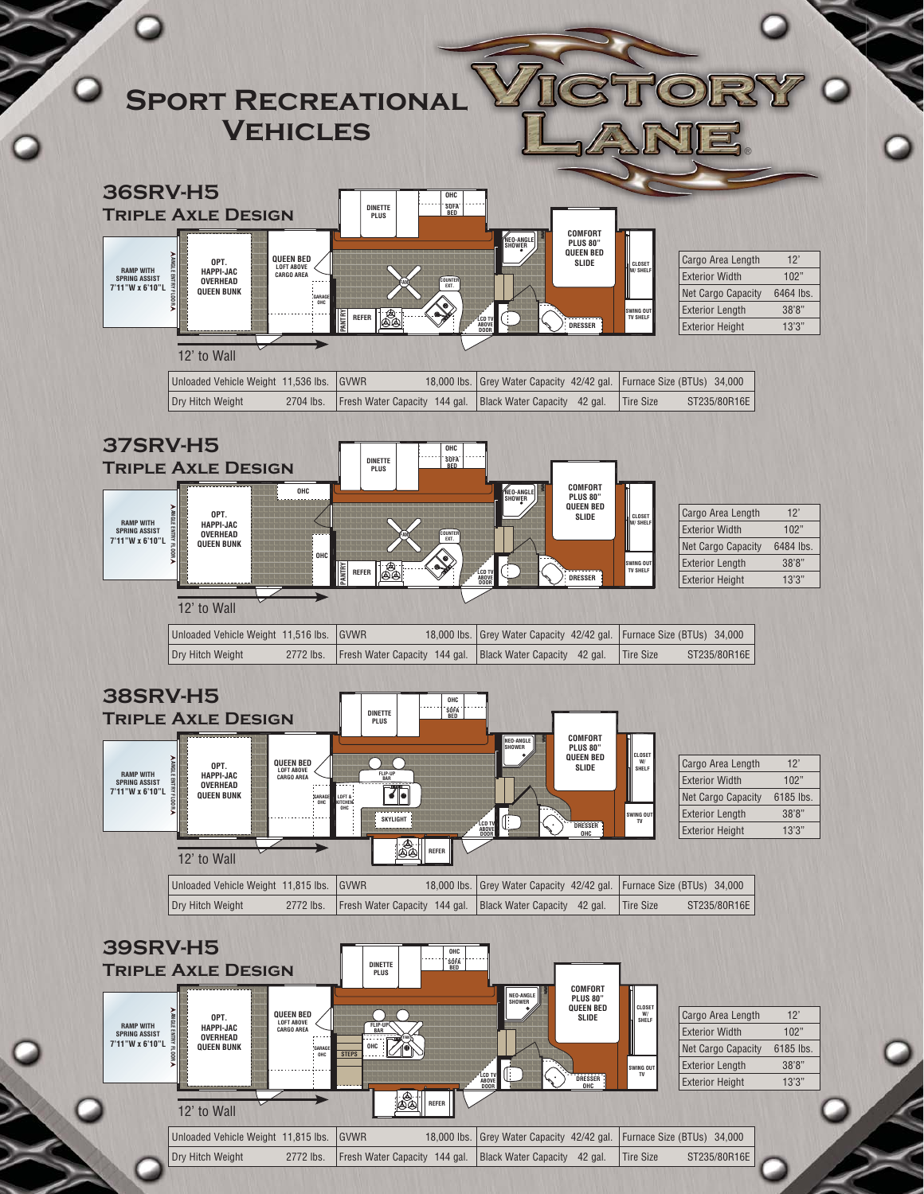# Sport Recreational Vehicles

# Victory Lane®

## 36SRV-H5

### Triple Axle Design

RAMP WITH SPRING ASSIST 7'11"W x 6'10"L

ANGLE ENTRY FLOOR

OPT. HAPPI-JAC OVERHEAD QUEEN BUNK

QUEEN BED LOFT ABOVE CARGO AREA

GARAGE OHC

DINETTE PLUS

OHC SOFA BED

FAN

COUNTER EXT.

PANTRY REFER

LCD TV ABOVE DOOR

NEO-ANGLE SHOWER

COMFORT PLUS 80" QUEEN BED SLIDE

CLOSET W/ SHELF

SWING OUT TV SHELF

DRESSER

12' to Wall

| Specification | Value |
|---|---|
| Cargo Area Length | 12' |
| Exterior Width | 102" |
| Net Cargo Capacity | 6464 lbs. |
| Exterior Length | 38'8" |
| Exterior Height | 13'3" |

| | | | |
|---|---|---|---|
| Unloaded Vehicle Weight 11,536 lbs. | GVWR 18,000 lbs. | Grey Water Capacity 42/42 gal. | Furnace Size (BTUs) 34,000 |
| Dry Hitch Weight 2704 lbs. | Fresh Water Capacity 144 gal. | Black Water Capacity 42 gal. | Tire Size ST235/80R16E |

## 37SRV-H5

### Triple Axle Design

RAMP WITH SPRING ASSIST 7'11"W x 6'10"L

ANGLE ENTRY FLOOR

OPT. HAPPI-JAC OVERHEAD QUEEN BUNK

OHC

OHC

DINETTE PLUS

OHC SOFA BED

FAN

COUNTER EXT.

PANTRY REFER

LCD TV ABOVE DOOR

NEO-ANGLE SHOWER

COMFORT PLUS 80" QUEEN BED SLIDE

CLOSET W/ SHELF

SWING OUT TV SHELF

DRESSER

12' to Wall

| Specification | Value |
|---|---|
| Cargo Area Length | 12' |
| Exterior Width | 102" |
| Net Cargo Capacity | 6484 lbs. |
| Exterior Length | 38'8" |
| Exterior Height | 13'3" |

| | | | |
|---|---|---|---|
| Unloaded Vehicle Weight 11,516 lbs. | GVWR 18,000 lbs. | Grey Water Capacity 42/42 gal. | Furnace Size (BTUs) 34,000 |
| Dry Hitch Weight 2772 lbs. | Fresh Water Capacity 144 gal. | Black Water Capacity 42 gal. | Tire Size ST235/80R16E |

## 38SRV-H5

### Triple Axle Design

RAMP WITH SPRING ASSIST 7'11"W x 6'10"L

ANGLE ENTRY FLOOR

OPT. HAPPI-JAC OVERHEAD QUEEN BUNK

QUEEN BED LOFT ABOVE CARGO AREA

GARAGE OHC

LOFT & KITCHEN OHC

DINETTE PLUS

OHC SOFA BED

FLIP-UP BAR

SKYLIGHT

REFER

LCD TV ABOVE DOOR

NEO-ANGLE SHOWER

COMFORT PLUS 80" QUEEN BED SLIDE

CLOSET W/ SHELF

SWING OUT TV

DRESSER OHC

12' to Wall

| Specification | Value |
|---|---|
| Cargo Area Length | 12' |
| Exterior Width | 102" |
| Net Cargo Capacity | 6185 lbs. |
| Exterior Length | 38'8" |
| Exterior Height | 13'3" |

| | | | |
|---|---|---|---|
| Unloaded Vehicle Weight 11,815 lbs. | GVWR 18,000 lbs. | Grey Water Capacity 42/42 gal. | Furnace Size (BTUs) 34,000 |
| Dry Hitch Weight 2772 lbs. | Fresh Water Capacity 144 gal. | Black Water Capacity 42 gal. | Tire Size ST235/80R16E |

## 39SRV-H5

### Triple Axle Design

RAMP WITH SPRING ASSIST 7'11"W x 6'10"L

ANGLE ENTRY FLOOR

OPT. HAPPI-JAC OVERHEAD QUEEN BUNK

QUEEN BED LOFT ABOVE CARGO AREA

GARAGE OHC

STEPS

OHC

DINETTE PLUS

OHC SOFA BED

FLIP-UP BAR

FAN

REFER

LCD TV ABOVE DOOR

NEO-ANGLE SHOWER

COMFORT PLUS 80" QUEEN BED SLIDE

CLOSET W/ SHELF

SWING OUT TV

DRESSER OHC

12' to Wall

| Specification | Value |
|---|---|
| Cargo Area Length | 12' |
| Exterior Width | 102" |
| Net Cargo Capacity | 6185 lbs. |
| Exterior Length | 38'8" |
| Exterior Height | 13'3" |

| | | | |
|---|---|---|---|
| Unloaded Vehicle Weight 11,815 lbs. | GVWR 18,000 lbs. | Grey Water Capacity 42/42 gal. | Furnace Size (BTUs) 34,000 |
| Dry Hitch Weight 2772 lbs. | Fresh Water Capacity 144 gal. | Black Water Capacity 42 gal. | Tire Size ST235/80R16E |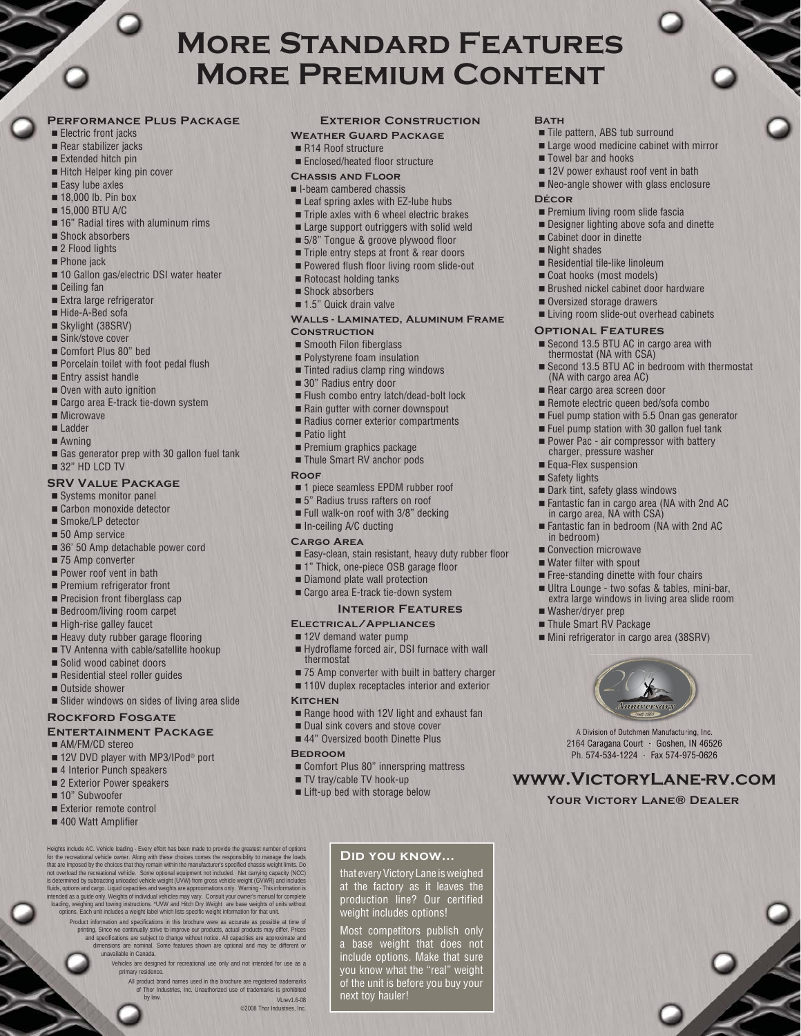# More Standard Features More Premium Content

### Performance Plus Package

- Electric front jacks
- Rear stabilizer jacks
- Extended hitch pin
- Hitch Helper king pin cover
- Easy lube axles
- 18,000 lb. Pin box
- 15,000 BTU A/C
- 16" Radial tires with aluminum rims
- Shock absorbers
- 2 Flood lights
- Phone jack
- 10 Gallon gas/electric DSI water heater
- Ceiling fan
- Extra large refrigerator
- Hide-A-Bed sofa
- Skylight (38SRV)
- Sink/stove cover
- Comfort Plus 80" bed
- Porcelain toilet with foot pedal flush
- Entry assist handle
- Oven with auto ignition
- Cargo area E-track tie-down system
- Microwave
- Ladder
- Awning
- Gas generator prep with 30 gallon fuel tank
- 32" HD LCD TV

### SRV Value Package

- Systems monitor panel
- Carbon monoxide detector
- Smoke/LP detector
- 50 Amp service
- 36' 50 Amp detachable power cord
- 75 Amp converter
- Power roof vent in bath
- Premium refrigerator front
- Precision front fiberglass cap
- Bedroom/living room carpet
- High-rise galley faucet
- Heavy duty rubber garage flooring
- TV Antenna with cable/satellite hookup
- Solid wood cabinet doors
- Residential steel roller guides
- Outside shower
- Slider windows on sides of living area slide

### Rockford Fosgate Entertainment Package

- AM/FM/CD stereo
- 12V DVD player with MP3/IPod® port
- 4 Interior Punch speakers
- 2 Exterior Power speakers
- 10" Subwoofer
- Exterior remote control
- 400 Watt Amplifier

## Exterior Construction

### Weather Guard Package

- R14 Roof structure
- Enclosed/heated floor structure

### Chassis and Floor

- I-beam cambered chassis
- Leaf spring axles with EZ-lube hubs
- Triple axles with 6 wheel electric brakes
- Large support outriggers with solid weld
- 5/8" Tongue & groove plywood floor
- Triple entry steps at front & rear doors
- Powered flush floor living room slide-out
- Rotocast holding tanks
- Shock absorbers
- 1.5" Quick drain valve

### Walls - Laminated, Aluminum Frame Construction

- Smooth Filon fiberglass
- Polystyrene foam insulation
- Tinted radius clamp ring windows
- 30" Radius entry door
- Flush combo entry latch/dead-bolt lock
- Rain gutter with corner downspout
- Radius corner exterior compartments
- Patio light
- Premium graphics package
- Thule Smart RV anchor pods

### Roof

- 1 piece seamless EPDM rubber roof
- 5" Radius truss rafters on roof
- Full walk-on roof with 3/8" decking
- In-ceiling A/C ducting

### Cargo Area

- Easy-clean, stain resistant, heavy duty rubber floor
- 1" Thick, one-piece OSB garage floor
- Diamond plate wall protection
- Cargo area E-track tie-down system

## Interior Features

### Electrical/Appliances

- 12V demand water pump
- Hydroflame forced air, DSI furnace with wall thermostat
- 75 Amp converter with built in battery charger
- 110V duplex receptacles interior and exterior

### Kitchen

- Range hood with 12V light and exhaust fan
- Dual sink covers and stove cover
- 44" Oversized booth Dinette Plus

### Bedroom

- Comfort Plus 80" innerspring mattress
- TV tray/cable TV hook-up
- Lift-up bed with storage below

### Bath

- Tile pattern, ABS tub surround
- Large wood medicine cabinet with mirror
- Towel bar and hooks
- 12V power exhaust roof vent in bath
- Neo-angle shower with glass enclosure

### Décor

- Premium living room slide fascia
- Designer lighting above sofa and dinette
- Cabinet door in dinette
- Night shades
- Residential tile-like linoleum
- Coat hooks (most models)
- Brushed nickel cabinet door hardware
- Oversized storage drawers
- Living room slide-out overhead cabinets

### Optional Features

- Second 13.5 BTU AC in cargo area with thermostat (NA with CSA)
- Second 13.5 BTU AC in bedroom with thermostat (NA with cargo area AC)
- Rear cargo area screen door
- Remote electric queen bed/sofa combo
- Fuel pump station with 5.5 Onan gas generator
- Fuel pump station with 30 gallon fuel tank
- Power Pac - air compressor with battery charger, pressure washer
- Equa-Flex suspension
- Safety lights
- Dark tint, safety glass windows
- Fantastic fan in cargo area (NA with 2nd AC in cargo area, NA with CSA)
- Fantastic fan in bedroom (NA with 2nd AC in bedroom)
- Convection microwave
- Water filter with spout
- Free-standing dinette with four chairs
- Ultra Lounge - two sofas & tables, mini-bar, extra large windows in living area slide room
- Washer/dryer prep
- Thule Smart RV Package
- Mini refrigerator in cargo area (38SRV)

A Division of Dutchmen Manufacturing, Inc.
2164 Caragana Court · Goshen, IN 46526
Ph. 574-534-1224 · Fax 574-975-0626

## www.VictoryLane-rv.com

**Your Victory Lane® Dealer**

Heights include AC. Vehicle loading - Every effort has been made to provide the greatest number of options for the recreational vehicle owner. Along with these choices comes the responsibility to manage the loads that are imposed by the choices that they remain within the manufacturer's specified chassis weight limits. Do not overload the recreational vehicle. Some optional equipment not included. Net carrying capacity (NCC) is determined by subtracting unloaded vehicle weight (UVW) from gross vehicle weight (GVWR) and includes fluids, options and cargo. Liquid capacities and weights are approximations only. Warning - This information is intended as a guide only. Weights of individual vehicles may vary. Consult your owner's manual for complete loading, weighing and towing instructions. *UVW and Hitch Dry Weight are base weights of units without options. Each unit includes a weight label which lists specific weight information for that unit.

Product information and specifications in this brochure were as accurate as possible at time of printing. Since we continually strive to improve our products, actual products may differ. Prices and specifications are subject to change without notice. All capacities are approximate and dimensions are nominal. Some features shown are optional and may be different or unavailable in Canada.

Vehicles are designed for recreational use only and not intended for use as a primary residence.

All product brand names used in this brochure are registered trademarks of Thor Industries, Inc. Unauthorized use of trademarks is prohibited by law.

VLrev1.6-08
©2008 Thor Industries, Inc.

### Did you know...

that every Victory Lane is weighed at the factory as it leaves the production line? Our certified weight includes options!

Most competitors publish only a base weight that does not include options. Make that sure you know what the "real" weight of the unit is before you buy your next toy hauler!